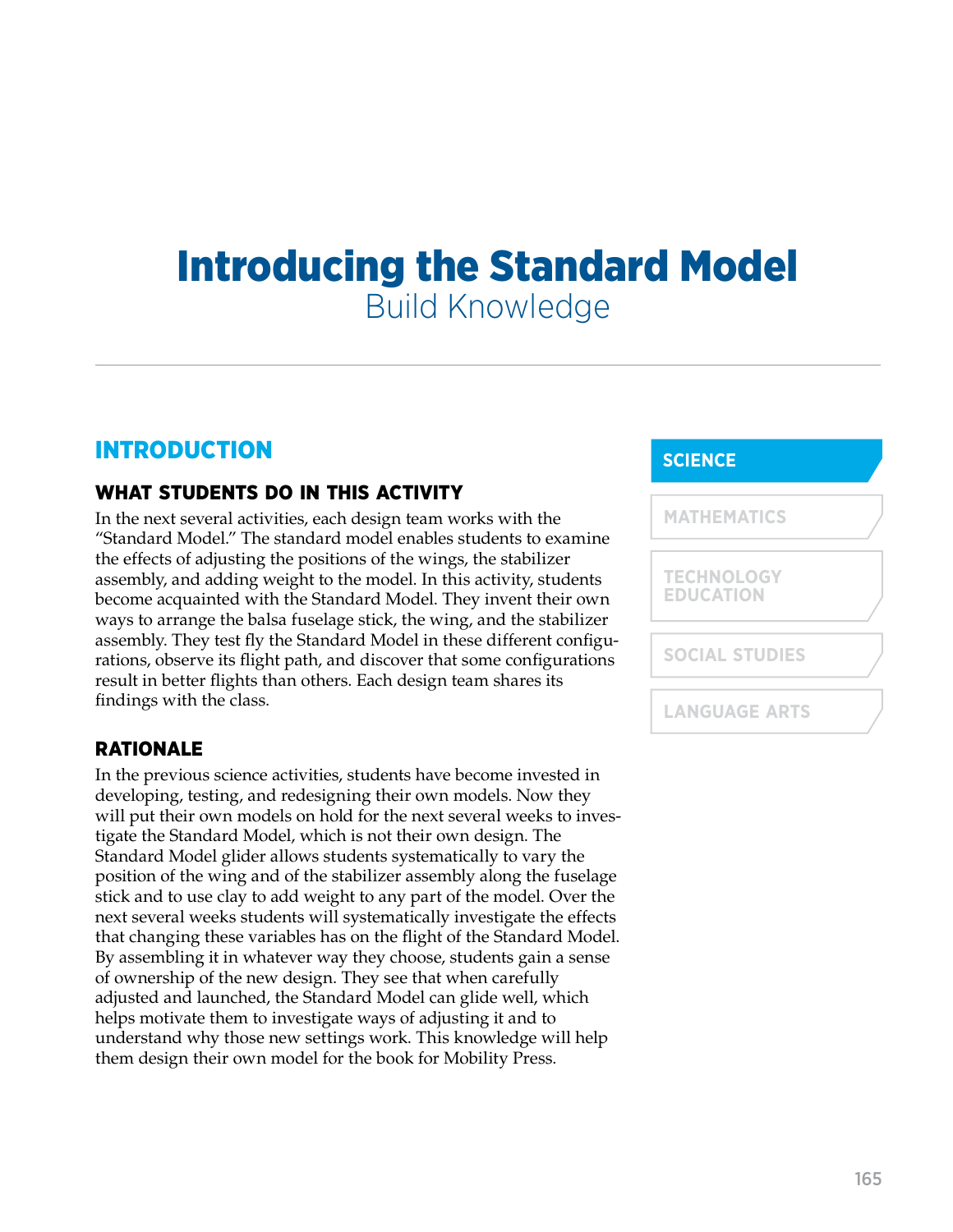# Introducing the Standard Model
Build Knowledge

SCIENCE

MATHEMATICS

TECHNOLOGY EDUCATION

SOCIAL STUDIES

LANGUAGE ARTS

## INTRODUCTION

### WHAT STUDENTS DO IN THIS ACTIVITY

In the next several activities, each design team works with the "Standard Model." The standard model enables students to examine the effects of adjusting the positions of the wings, the stabilizer assembly, and adding weight to the model. In this activity, students become acquainted with the Standard Model. They invent their own ways to arrange the balsa fuselage stick, the wing, and the stabilizer assembly. They test fly the Standard Model in these different configurations, observe its flight path, and discover that some configurations result in better flights than others. Each design team shares its findings with the class.

### RATIONALE

In the previous science activities, students have become invested in developing, testing, and redesigning their own models. Now they will put their own models on hold for the next several weeks to investigate the Standard Model, which is not their own design. The Standard Model glider allows students systematically to vary the position of the wing and of the stabilizer assembly along the fuselage stick and to use clay to add weight to any part of the model. Over the next several weeks students will systematically investigate the effects that changing these variables has on the flight of the Standard Model. By assembling it in whatever way they choose, students gain a sense of ownership of the new design. They see that when carefully adjusted and launched, the Standard Model can glide well, which helps motivate them to investigate ways of adjusting it and to understand why those new settings work. This knowledge will help them design their own model for the book for Mobility Press.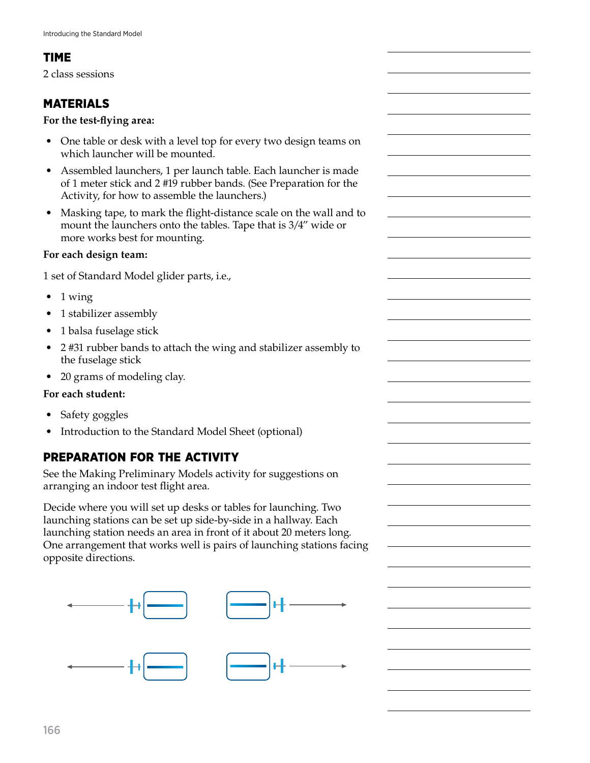## TIME

2 class sessions

## MATERIALS

**For the test-flying area:**

- One table or desk with a level top for every two design teams on which launcher will be mounted.
- Assembled launchers, 1 per launch table. Each launcher is made of 1 meter stick and 2 #19 rubber bands. (See Preparation for the Activity, for how to assemble the launchers.)
- Masking tape, to mark the flight-distance scale on the wall and to mount the launchers onto the tables. Tape that is 3/4" wide or more works best for mounting.

**For each design team:**

1 set of Standard Model glider parts, i.e.,

- 1 wing
- 1 stabilizer assembly
- 1 balsa fuselage stick
- 2 #31 rubber bands to attach the wing and stabilizer assembly to the fuselage stick
- 20 grams of modeling clay.

**For each student:**

- Safety goggles
- Introduction to the Standard Model Sheet (optional)

## PREPARATION FOR THE ACTIVITY

See the Making Preliminary Models activity for suggestions on arranging an indoor test flight area.

Decide where you will set up desks or tables for launching. Two launching stations can be set up side-by-side in a hallway. Each launching station needs an area in front of it about 20 meters long. One arrangement that works well is pairs of launching stations facing opposite directions.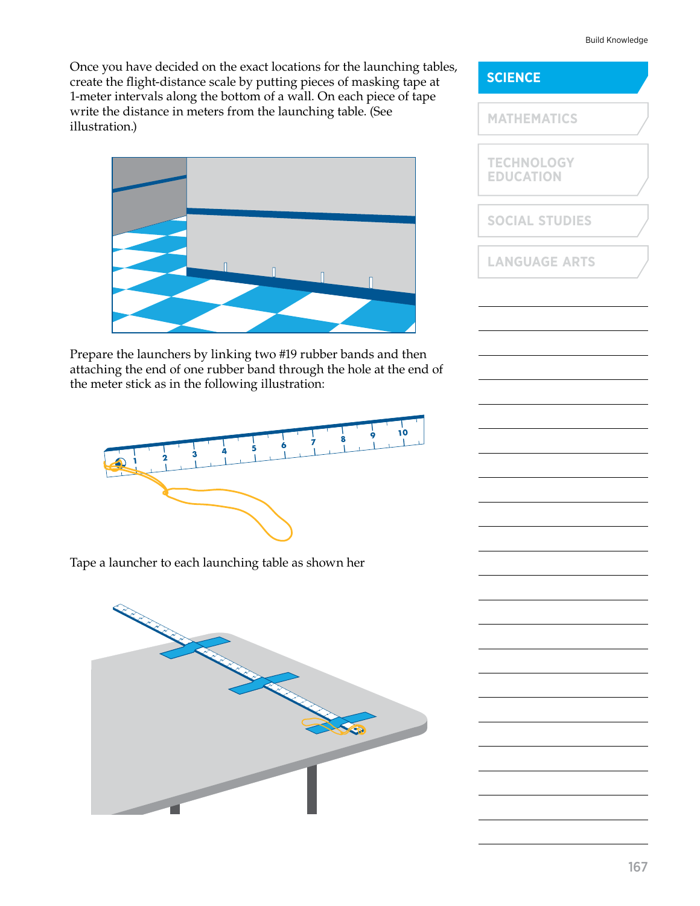Once you have decided on the exact locations for the launching tables, create the flight-distance scale by putting pieces of masking tape at 1-meter intervals along the bottom of a wall. On each piece of tape write the distance in meters from the launching table. (See illustration.)

Prepare the launchers by linking two #19 rubber bands and then attaching the end of one rubber band through the hole at the end of the meter stick as in the following illustration:

Tape a launcher to each launching table as shown her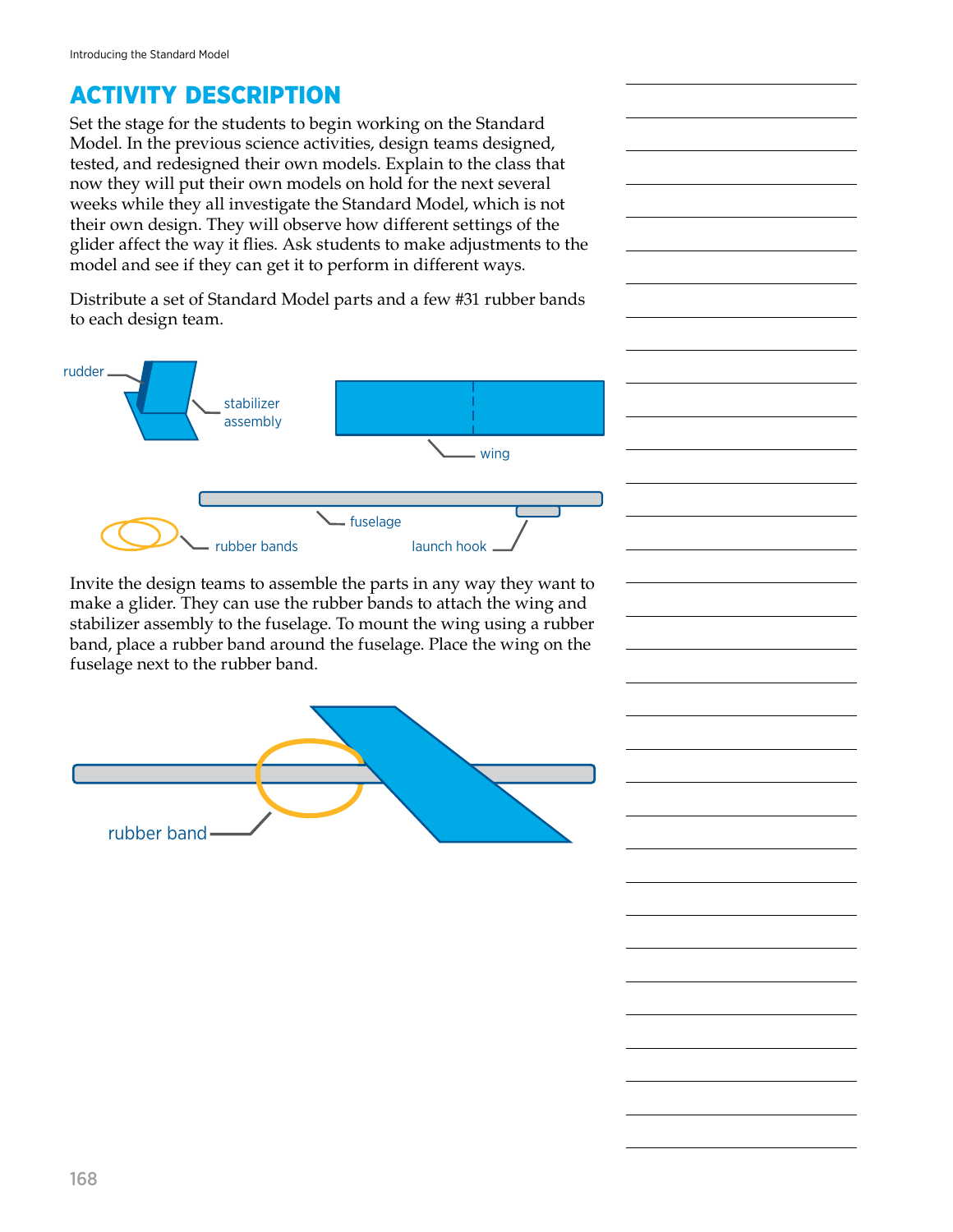## ACTIVITY DESCRIPTION

Set the stage for the students to begin working on the Standard Model. In the previous science activities, design teams designed, tested, and redesigned their own models. Explain to the class that now they will put their own models on hold for the next several weeks while they all investigate the Standard Model, which is not their own design. They will observe how different settings of the glider affect the way it flies. Ask students to make adjustments to the model and see if they can get it to perform in different ways.

Distribute a set of Standard Model parts and a few #31 rubber bands to each design team.

Invite the design teams to assemble the parts in any way they want to make a glider. They can use the rubber bands to attach the wing and stabilizer assembly to the fuselage. To mount the wing using a rubber band, place a rubber band around the fuselage. Place the wing on the fuselage next to the rubber band.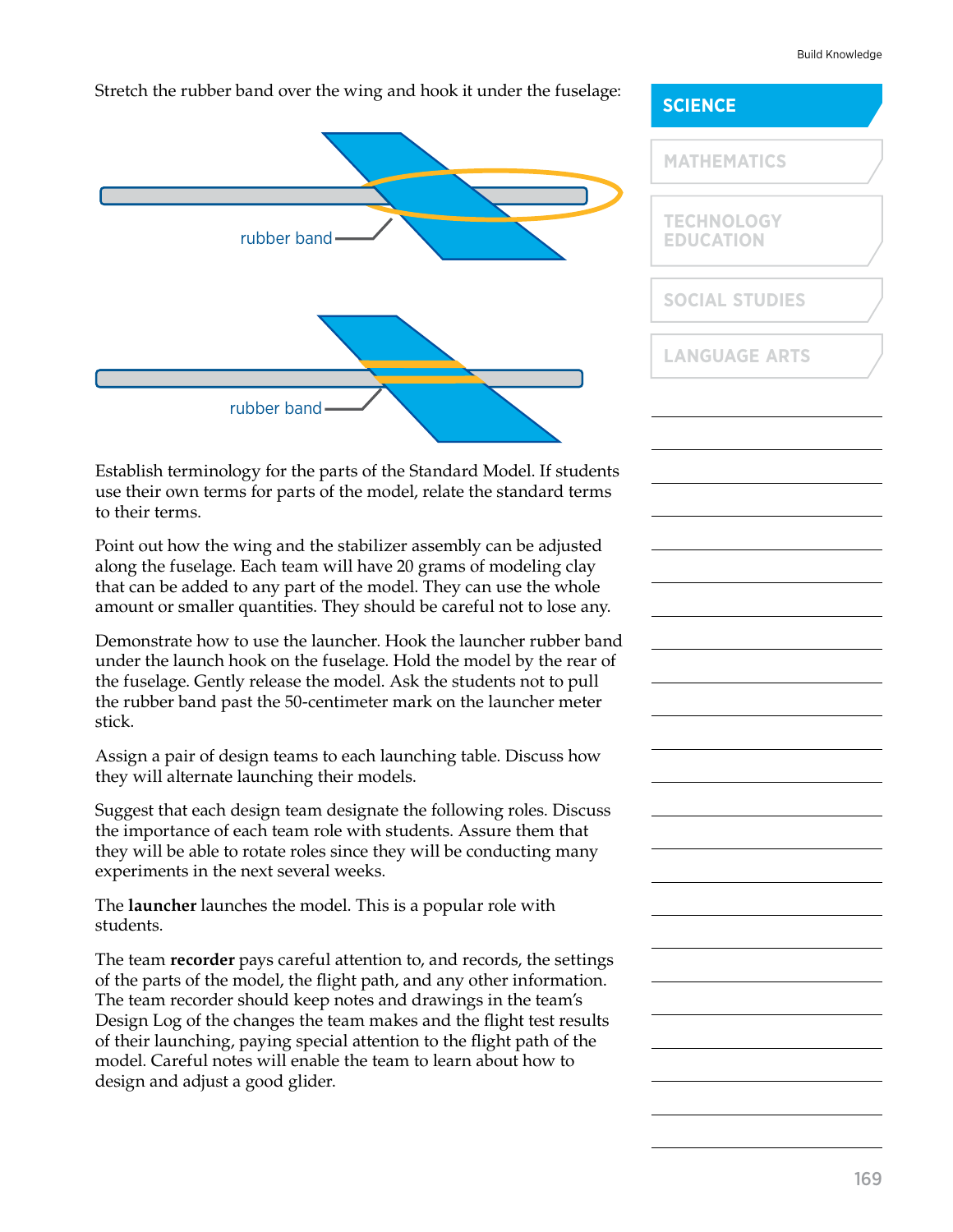Stretch the rubber band over the wing and hook it under the fuselage:

rubber band

rubber band

Establish terminology for the parts of the Standard Model. If students use their own terms for parts of the model, relate the standard terms to their terms.

Point out how the wing and the stabilizer assembly can be adjusted along the fuselage. Each team will have 20 grams of modeling clay that can be added to any part of the model. They can use the whole amount or smaller quantities. They should be careful not to lose any.

Demonstrate how to use the launcher. Hook the launcher rubber band under the launch hook on the fuselage. Hold the model by the rear of the fuselage. Gently release the model. Ask the students not to pull the rubber band past the 50-centimeter mark on the launcher meter stick.

Assign a pair of design teams to each launching table. Discuss how they will alternate launching their models.

Suggest that each design team designate the following roles. Discuss the importance of each team role with students. Assure them that they will be able to rotate roles since they will be conducting many experiments in the next several weeks.

The **launcher** launches the model. This is a popular role with students.

The team **recorder** pays careful attention to, and records, the settings of the parts of the model, the flight path, and any other information. The team recorder should keep notes and drawings in the team's Design Log of the changes the team makes and the flight test results of their launching, paying special attention to the flight path of the model. Careful notes will enable the team to learn about how to design and adjust a good glider.

**SCIENCE**

MATHEMATICS

TECHNOLOGY EDUCATION

SOCIAL STUDIES

LANGUAGE ARTS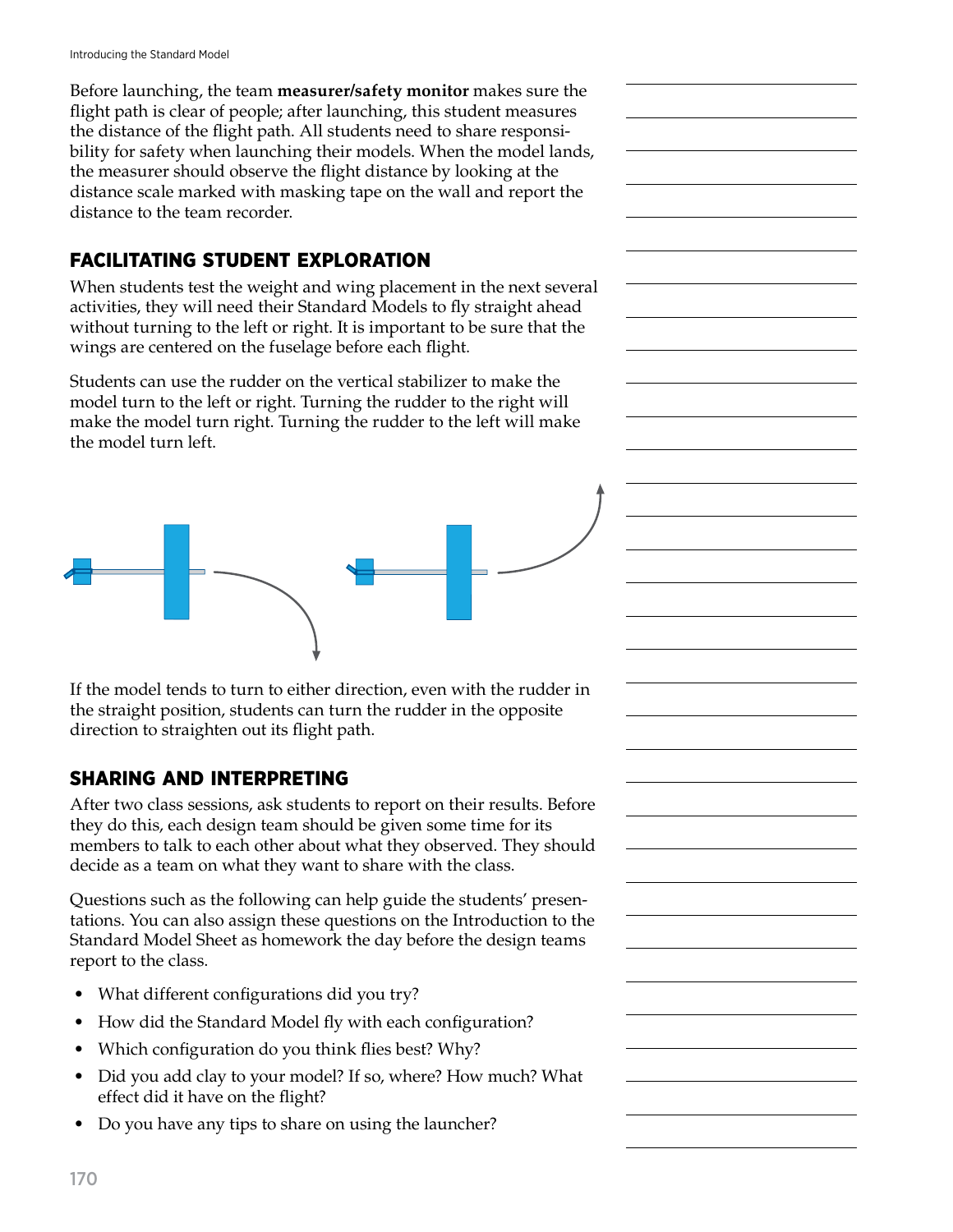Before launching, the team **measurer/safety monitor** makes sure the flight path is clear of people; after launching, this student measures the distance of the flight path. All students need to share responsibility for safety when launching their models. When the model lands, the measurer should observe the flight distance by looking at the distance scale marked with masking tape on the wall and report the distance to the team recorder.

## FACILITATING STUDENT EXPLORATION

When students test the weight and wing placement in the next several activities, they will need their Standard Models to fly straight ahead without turning to the left or right. It is important to be sure that the wings are centered on the fuselage before each flight.

Students can use the rudder on the vertical stabilizer to make the model turn to the left or right. Turning the rudder to the right will make the model turn right. Turning the rudder to the left will make the model turn left.

If the model tends to turn to either direction, even with the rudder in the straight position, students can turn the rudder in the opposite direction to straighten out its flight path.

## SHARING AND INTERPRETING

After two class sessions, ask students to report on their results. Before they do this, each design team should be given some time for its members to talk to each other about what they observed. They should decide as a team on what they want to share with the class.

Questions such as the following can help guide the students' presentations. You can also assign these questions on the Introduction to the Standard Model Sheet as homework the day before the design teams report to the class.

- What different configurations did you try?
- How did the Standard Model fly with each configuration?
- Which configuration do you think flies best? Why?
- Did you add clay to your model? If so, where? How much? What effect did it have on the flight?
- Do you have any tips to share on using the launcher?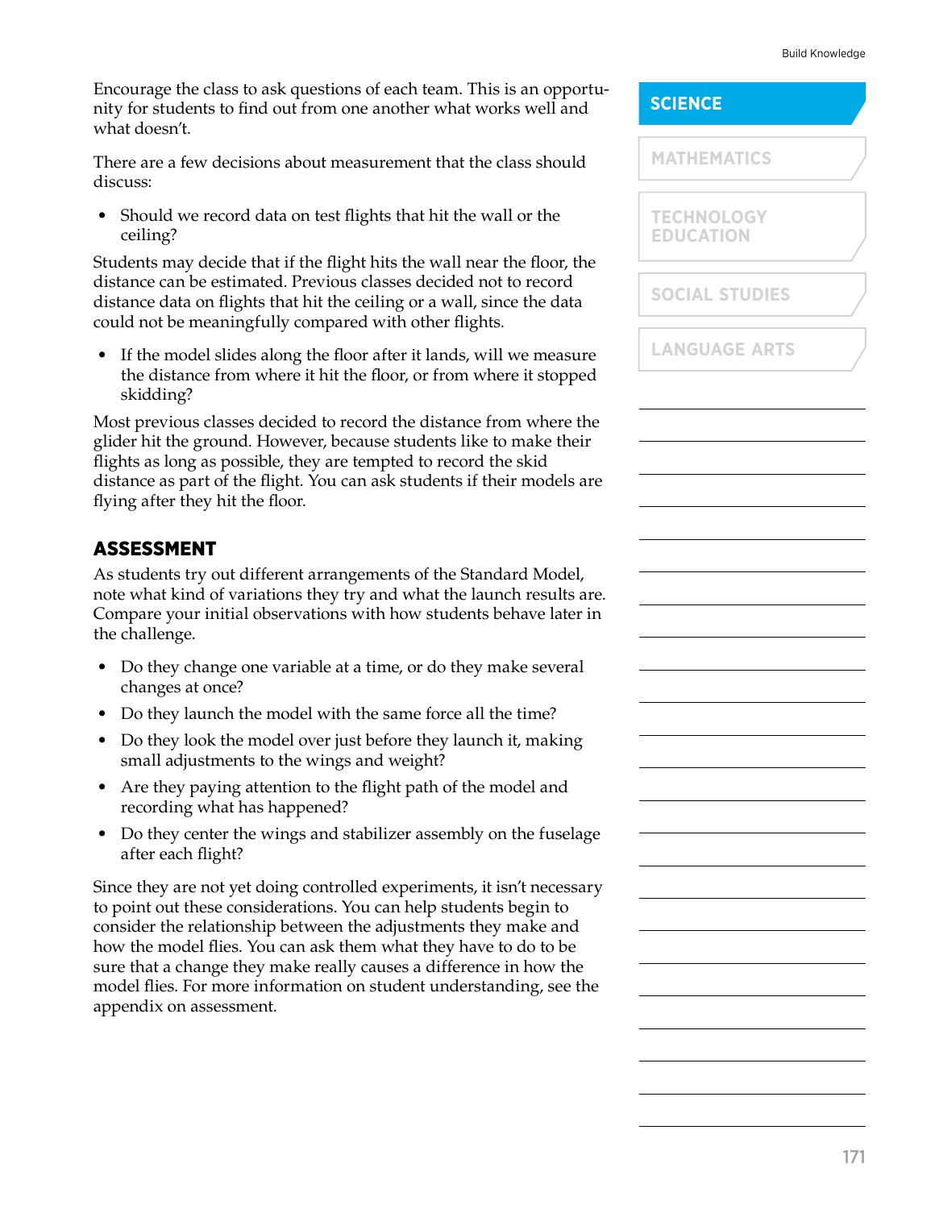Encourage the class to ask questions of each team. This is an opportunity for students to find out from one another what works well and what doesn't.

There are a few decisions about measurement that the class should discuss:

- Should we record data on test flights that hit the wall or the ceiling?

Students may decide that if the flight hits the wall near the floor, the distance can be estimated. Previous classes decided not to record distance data on flights that hit the ceiling or a wall, since the data could not be meaningfully compared with other flights.

- If the model slides along the floor after it lands, will we measure the distance from where it hit the floor, or from where it stopped skidding?

Most previous classes decided to record the distance from where the glider hit the ground. However, because students like to make their flights as long as possible, they are tempted to record the skid distance as part of the flight. You can ask students if their models are flying after they hit the floor.

## ASSESSMENT

As students try out different arrangements of the Standard Model, note what kind of variations they try and what the launch results are. Compare your initial observations with how students behave later in the challenge.

- Do they change one variable at a time, or do they make several changes at once?
- Do they launch the model with the same force all the time?
- Do they look the model over just before they launch it, making small adjustments to the wings and weight?
- Are they paying attention to the flight path of the model and recording what has happened?
- Do they center the wings and stabilizer assembly on the fuselage after each flight?

Since they are not yet doing controlled experiments, it isn't necessary to point out these considerations. You can help students begin to consider the relationship between the adjustments they make and how the model flies. You can ask them what they have to do to be sure that a change they make really causes a difference in how the model flies. For more information on student understanding, see the appendix on assessment.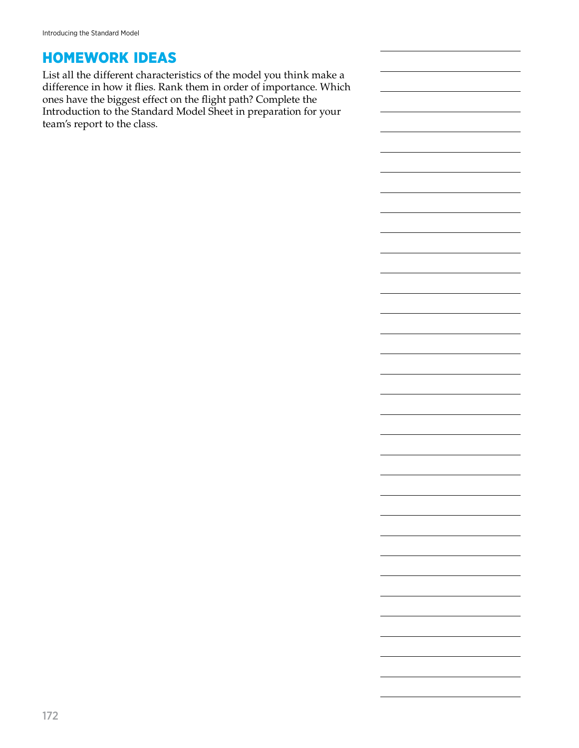## HOMEWORK IDEAS

List all the different characteristics of the model you think make a difference in how it flies. Rank them in order of importance. Which ones have the biggest effect on the flight path? Complete the Introduction to the Standard Model Sheet in preparation for your team's report to the class.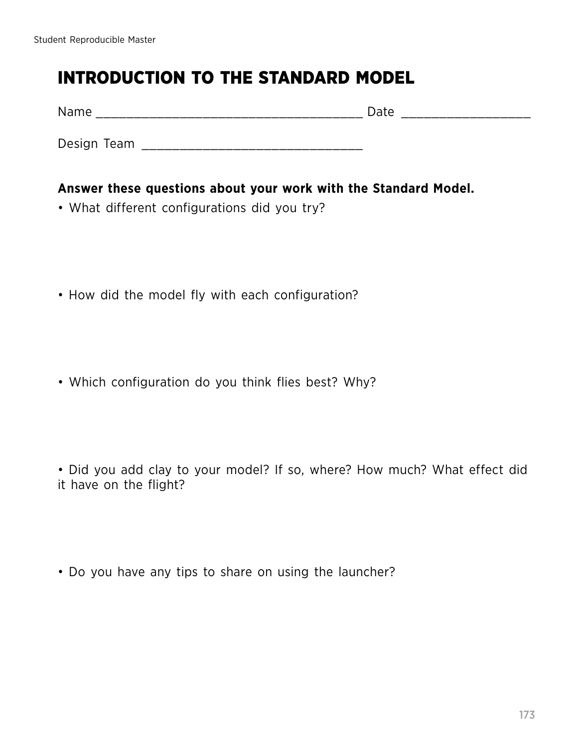# INTRODUCTION TO THE STANDARD MODEL

Name ______________________________________ Date __________________

Design Team _______________________________

**Answer these questions about your work with the Standard Model.**

- What different configurations did you try?

- How did the model fly with each configuration?

- Which configuration do you think flies best? Why?

- Did you add clay to your model? If so, where? How much? What effect did it have on the flight?

- Do you have any tips to share on using the launcher?